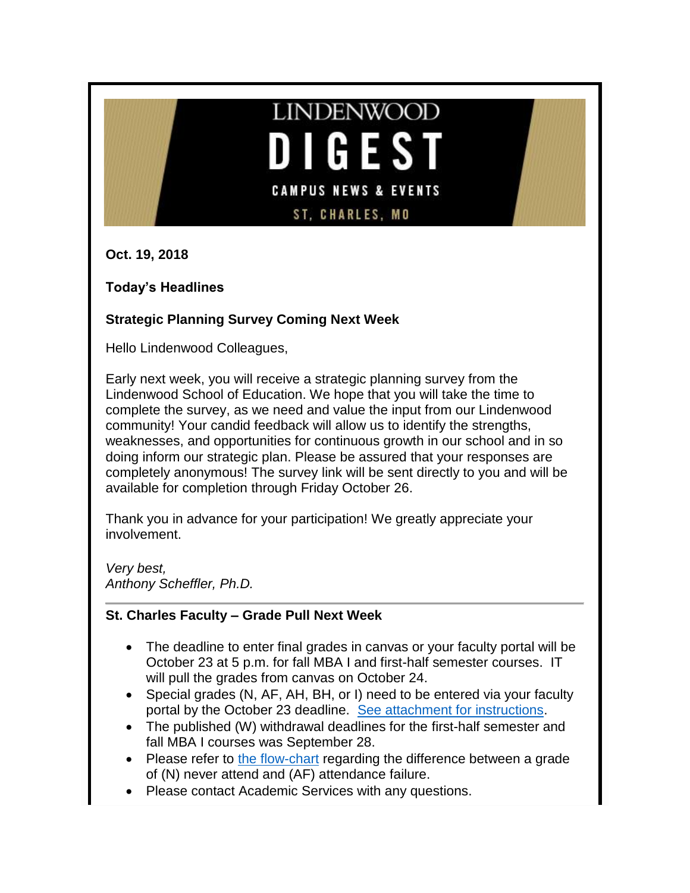# LINDENWOOD DIGEST

CAMPUS NEWS & EVENTS

ST. CHARLES, MO

**Oct. 19, 2018**

**Today's Headlines**

### Strategic Planning Survey Coming Next Week

Hello Lindenwood Colleagues,

Early next week, you will receive a strategic planning survey from the Lindenwood School of Education. We hope that you will take the time to complete the survey, as we need and value the input from our Lindenwood community! Your candid feedback will allow us to identify the strengths, weaknesses, and opportunities for continuous growth in our school and in so doing inform our strategic plan. Please be assured that your responses are completely anonymous! The survey link will be sent directly to you and will be available for completion through Friday October 26.

Thank you in advance for your participation! We greatly appreciate your involvement.

*Very best,*
*Anthony Scheffler, Ph.D.*

---

### St. Charles Faculty – Grade Pull Next Week

- The deadline to enter final grades in canvas or your faculty portal will be October 23 at 5 p.m. for fall MBA I and first-half semester courses. IT will pull the grades from canvas on October 24.
- Special grades (N, AF, AH, BH, or I) need to be entered via your faculty portal by the October 23 deadline. [See attachment for instructions](#).
- The published (W) withdrawal deadlines for the first-half semester and fall MBA I courses was September 28.
- Please refer to [the flow-chart](#) regarding the difference between a grade of (N) never attend and (AF) attendance failure.
- Please contact Academic Services with any questions.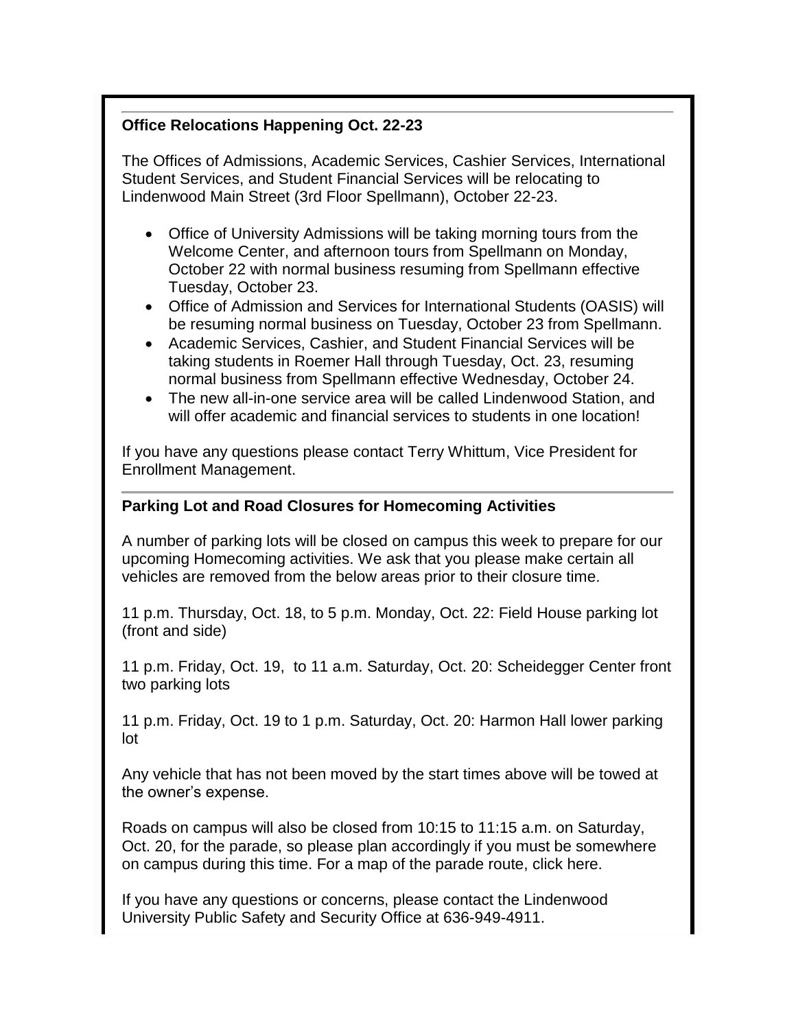**Office Relocations Happening Oct. 22-23**

The Offices of Admissions, Academic Services, Cashier Services, International Student Services, and Student Financial Services will be relocating to Lindenwood Main Street (3rd Floor Spellmann), October 22-23.

- Office of University Admissions will be taking morning tours from the Welcome Center, and afternoon tours from Spellmann on Monday, October 22 with normal business resuming from Spellmann effective Tuesday, October 23.
- Office of Admission and Services for International Students (OASIS) will be resuming normal business on Tuesday, October 23 from Spellmann.
- Academic Services, Cashier, and Student Financial Services will be taking students in Roemer Hall through Tuesday, Oct. 23, resuming normal business from Spellmann effective Wednesday, October 24.
- The new all-in-one service area will be called Lindenwood Station, and will offer academic and financial services to students in one location!

If you have any questions please contact Terry Whittum, Vice President for Enrollment Management.

**Parking Lot and Road Closures for Homecoming Activities**

A number of parking lots will be closed on campus this week to prepare for our upcoming Homecoming activities. We ask that you please make certain all vehicles are removed from the below areas prior to their closure time.

11 p.m. Thursday, Oct. 18, to 5 p.m. Monday, Oct. 22: Field House parking lot (front and side)

11 p.m. Friday, Oct. 19, to 11 a.m. Saturday, Oct. 20: Scheidegger Center front two parking lots

11 p.m. Friday, Oct. 19 to 1 p.m. Saturday, Oct. 20: Harmon Hall lower parking lot

Any vehicle that has not been moved by the start times above will be towed at the owner's expense.

Roads on campus will also be closed from 10:15 to 11:15 a.m. on Saturday, Oct. 20, for the parade, so please plan accordingly if you must be somewhere on campus during this time. For a map of the parade route, click here.

If you have any questions or concerns, please contact the Lindenwood University Public Safety and Security Office at 636-949-4911.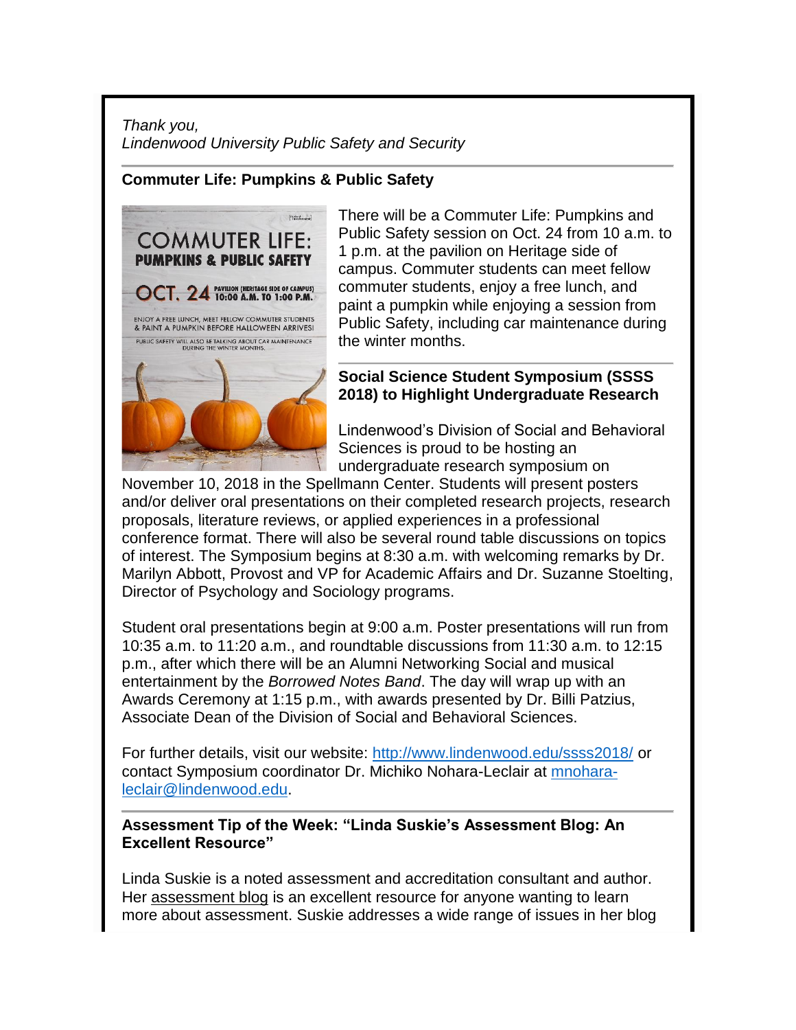*Thank you,*
*Lindenwood University Public Safety and Security*

---

**Commuter Life: Pumpkins & Public Safety**

There will be a Commuter Life: Pumpkins and Public Safety session on Oct. 24 from 10 a.m. to 1 p.m. at the pavilion on Heritage side of campus. Commuter students can meet fellow commuter students, enjoy a free lunch, and paint a pumpkin while enjoying a session from Public Safety, including car maintenance during the winter months.

---

**Social Science Student Symposium (SSSS 2018) to Highlight Undergraduate Research**

Lindenwood's Division of Social and Behavioral Sciences is proud to be hosting an undergraduate research symposium on November 10, 2018 in the Spellmann Center. Students will present posters and/or deliver oral presentations on their completed research projects, research proposals, literature reviews, or applied experiences in a professional conference format. There will also be several round table discussions on topics of interest. The Symposium begins at 8:30 a.m. with welcoming remarks by Dr. Marilyn Abbott, Provost and VP for Academic Affairs and Dr. Suzanne Stoelting, Director of Psychology and Sociology programs.

Student oral presentations begin at 9:00 a.m. Poster presentations will run from 10:35 a.m. to 11:20 a.m., and roundtable discussions from 11:30 a.m. to 12:15 p.m., after which there will be an Alumni Networking Social and musical entertainment by the *Borrowed Notes Band*. The day will wrap up with an Awards Ceremony at 1:15 p.m., with awards presented by Dr. Billi Patzius, Associate Dean of the Division of Social and Behavioral Sciences.

For further details, visit our website: http://www.lindenwood.edu/ssss2018/ or contact Symposium coordinator Dr. Michiko Nohara-Leclair at mnohara-leclair@lindenwood.edu.

---

**Assessment Tip of the Week: "Linda Suskie's Assessment Blog: An Excellent Resource"**

Linda Suskie is a noted assessment and accreditation consultant and author. Her assessment blog is an excellent resource for anyone wanting to learn more about assessment. Suskie addresses a wide range of issues in her blog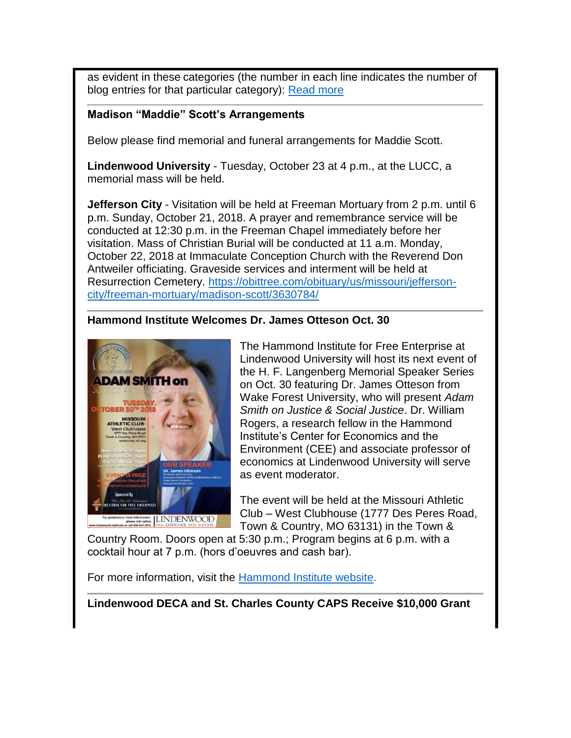as evident in these categories (the number in each line indicates the number of blog entries for that particular category): [Read more]

---

**Madison "Maddie" Scott's Arrangements**

Below please find memorial and funeral arrangements for Maddie Scott.

**Lindenwood University** - Tuesday, October 23 at 4 p.m., at the LUCC, a memorial mass will be held.

**Jefferson City** - Visitation will be held at Freeman Mortuary from 2 p.m. until 6 p.m. Sunday, October 21, 2018. A prayer and remembrance service will be conducted at 12:30 p.m. in the Freeman Chapel immediately before her visitation. Mass of Christian Burial will be conducted at 11 a.m. Monday, October 22, 2018 at Immaculate Conception Church with the Reverend Don Antweiler officiating. Graveside services and interment will be held at Resurrection Cemetery. https://obittree.com/obituary/us/missouri/jefferson-city/freeman-mortuary/madison-scott/3630784/

---

**Hammond Institute Welcomes Dr. James Otteson Oct. 30**

The Hammond Institute for Free Enterprise at Lindenwood University will host its next event of the H. F. Langenberg Memorial Speaker Series on Oct. 30 featuring Dr. James Otteson from Wake Forest University, who will present *Adam Smith on Justice & Social Justice*. Dr. William Rogers, a research fellow in the Hammond Institute's Center for Economics and the Environment (CEE) and associate professor of economics at Lindenwood University will serve as event moderator.

The event will be held at the Missouri Athletic Club – West Clubhouse (1777 Des Peres Road, Town & Country, MO 63131) in the Town & Country Room. Doors open at 5:30 p.m.; Program begins at 6 p.m. with a cocktail hour at 7 p.m. (hors d'oeuvres and cash bar).

For more information, visit the [Hammond Institute website].

---

**Lindenwood DECA and St. Charles County CAPS Receive $10,000 Grant**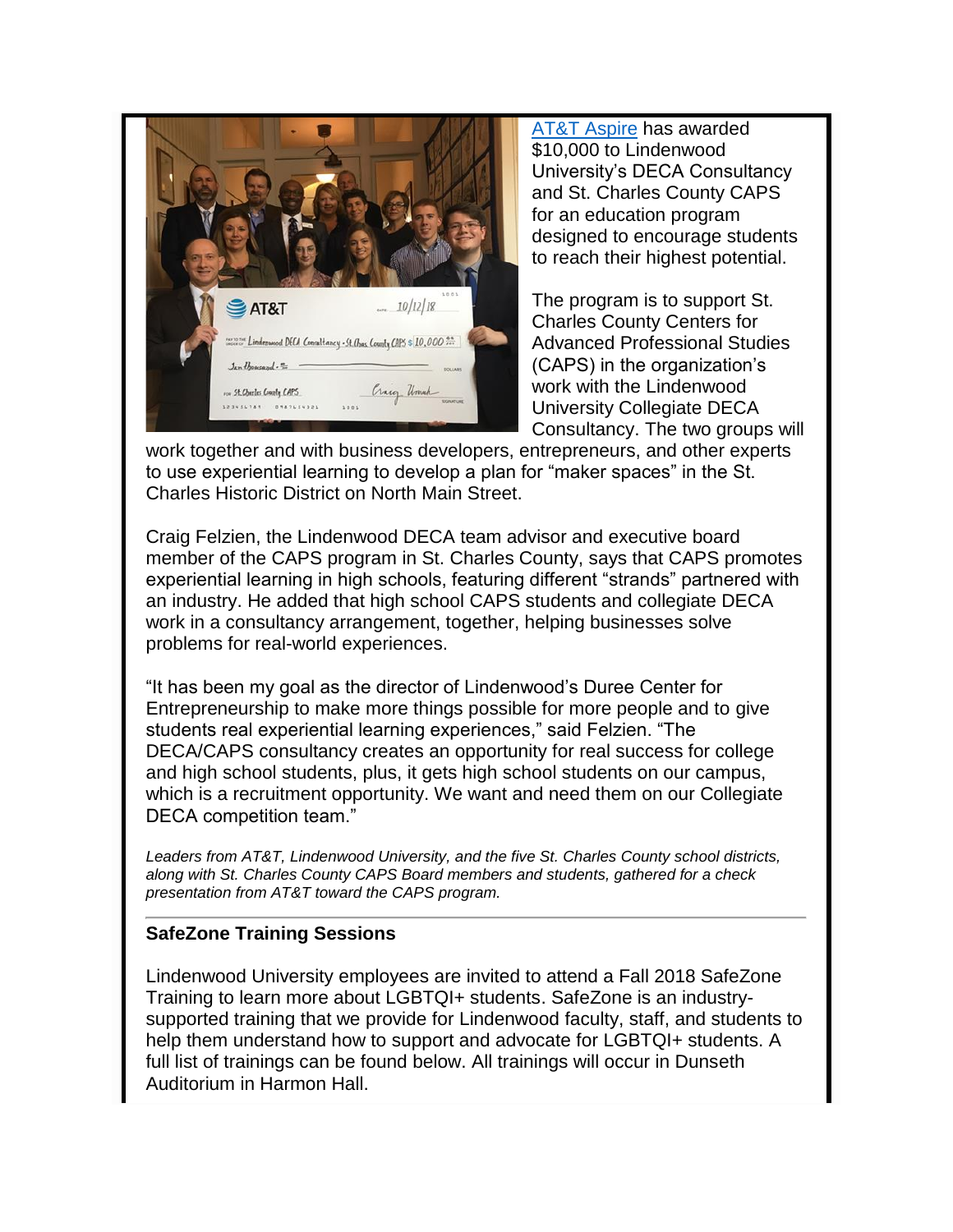AT&T Aspire has awarded $10,000 to Lindenwood University's DECA Consultancy and St. Charles County CAPS for an education program designed to encourage students to reach their highest potential.

The program is to support St. Charles County Centers for Advanced Professional Studies (CAPS) in the organization's work with the Lindenwood University Collegiate DECA Consultancy. The two groups will work together and with business developers, entrepreneurs, and other experts to use experiential learning to develop a plan for "maker spaces" in the St. Charles Historic District on North Main Street.

Craig Felzien, the Lindenwood DECA team advisor and executive board member of the CAPS program in St. Charles County, says that CAPS promotes experiential learning in high schools, featuring different "strands" partnered with an industry. He added that high school CAPS students and collegiate DECA work in a consultancy arrangement, together, helping businesses solve problems for real-world experiences.

"It has been my goal as the director of Lindenwood's Duree Center for Entrepreneurship to make more things possible for more people and to give students real experiential learning experiences," said Felzien. "The DECA/CAPS consultancy creates an opportunity for real success for college and high school students, plus, it gets high school students on our campus, which is a recruitment opportunity. We want and need them on our Collegiate DECA competition team."

*Leaders from AT&T, Lindenwood University, and the five St. Charles County school districts, along with St. Charles County CAPS Board members and students, gathered for a check presentation from AT&T toward the CAPS program.*

---

**SafeZone Training Sessions**

Lindenwood University employees are invited to attend a Fall 2018 SafeZone Training to learn more about LGBTQI+ students. SafeZone is an industry-supported training that we provide for Lindenwood faculty, staff, and students to help them understand how to support and advocate for LGBTQI+ students. A full list of trainings can be found below. All trainings will occur in Dunseth Auditorium in Harmon Hall.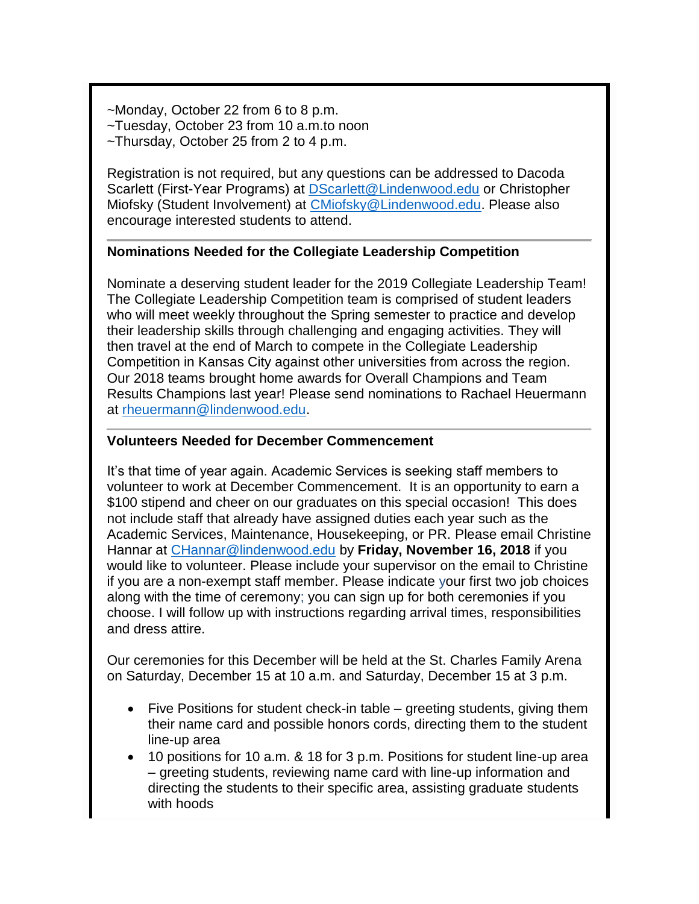~Monday, October 22 from 6 to 8 p.m.
~Tuesday, October 23 from 10 a.m.to noon
~Thursday, October 25 from 2 to 4 p.m.

Registration is not required, but any questions can be addressed to Dacoda Scarlett (First-Year Programs) at DScarlett@Lindenwood.edu or Christopher Miofsky (Student Involvement) at CMiofsky@Lindenwood.edu. Please also encourage interested students to attend.

---

**Nominations Needed for the Collegiate Leadership Competition**

Nominate a deserving student leader for the 2019 Collegiate Leadership Team! The Collegiate Leadership Competition team is comprised of student leaders who will meet weekly throughout the Spring semester to practice and develop their leadership skills through challenging and engaging activities. They will then travel at the end of March to compete in the Collegiate Leadership Competition in Kansas City against other universities from across the region. Our 2018 teams brought home awards for Overall Champions and Team Results Champions last year! Please send nominations to Rachael Heuermann at rheuermann@lindenwood.edu.

---

**Volunteers Needed for December Commencement**

It's that time of year again. Academic Services is seeking staff members to volunteer to work at December Commencement. It is an opportunity to earn a $100 stipend and cheer on our graduates on this special occasion! This does not include staff that already have assigned duties each year such as the Academic Services, Maintenance, Housekeeping, or PR. Please email Christine Hannar at CHannar@lindenwood.edu by **Friday, November 16, 2018** if you would like to volunteer. Please include your supervisor on the email to Christine if you are a non-exempt staff member. Please indicate your first two job choices along with the time of ceremony; you can sign up for both ceremonies if you choose. I will follow up with instructions regarding arrival times, responsibilities and dress attire.

Our ceremonies for this December will be held at the St. Charles Family Arena on Saturday, December 15 at 10 a.m. and Saturday, December 15 at 3 p.m.

- Five Positions for student check-in table – greeting students, giving them their name card and possible honors cords, directing them to the student line-up area
- 10 positions for 10 a.m. & 18 for 3 p.m. Positions for student line-up area – greeting students, reviewing name card with line-up information and directing the students to their specific area, assisting graduate students with hoods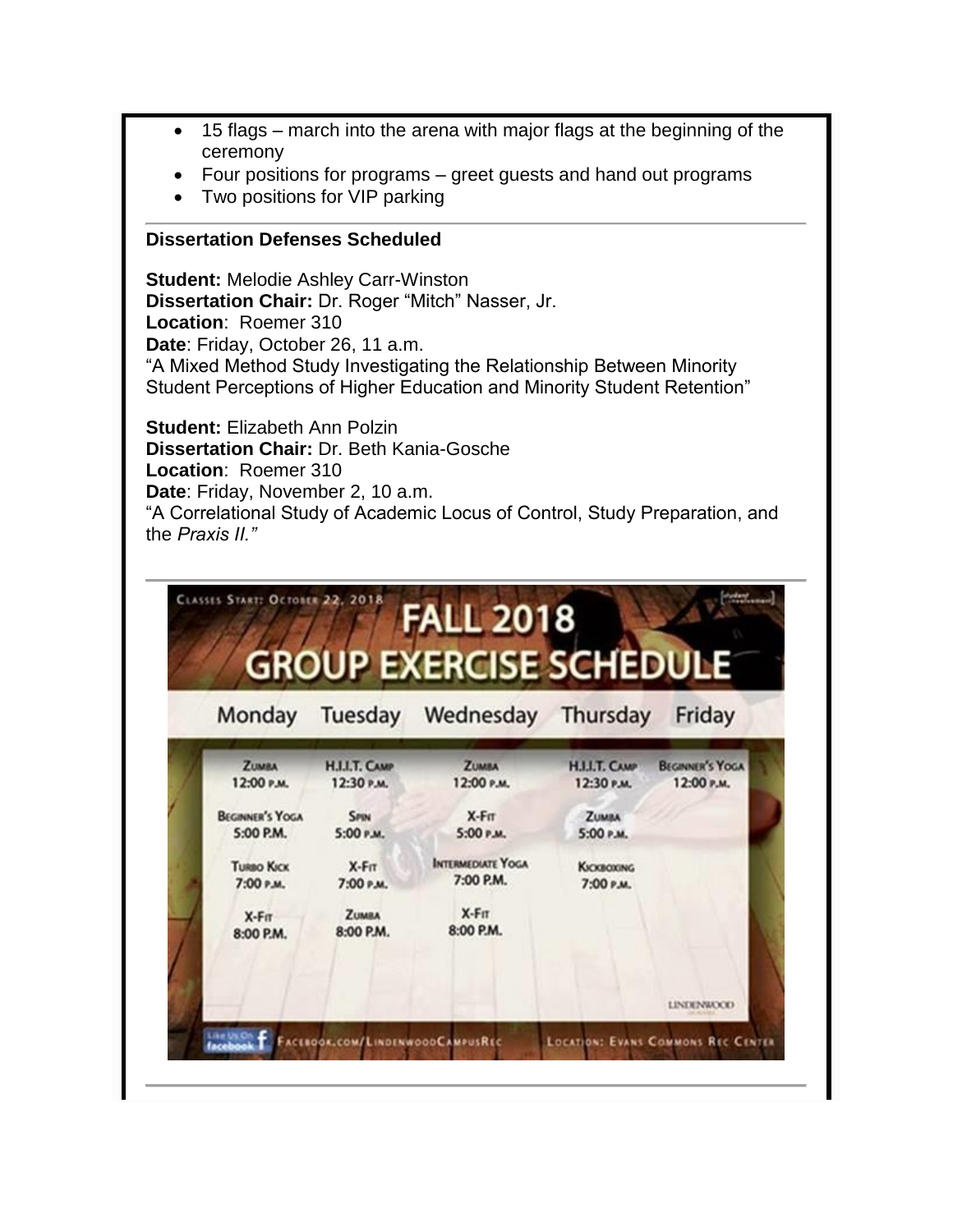- 15 flags – march into the arena with major flags at the beginning of the ceremony
- Four positions for programs – greet guests and hand out programs
- Two positions for VIP parking

---

**Dissertation Defenses Scheduled**

**Student:** Melodie Ashley Carr-Winston
**Dissertation Chair:** Dr. Roger "Mitch" Nasser, Jr.
**Location**: Roemer 310
**Date**: Friday, October 26, 11 a.m.
"A Mixed Method Study Investigating the Relationship Between Minority Student Perceptions of Higher Education and Minority Student Retention"

**Student:** Elizabeth Ann Polzin
**Dissertation Chair:** Dr. Beth Kania-Gosche
**Location**: Roemer 310
**Date**: Friday, November 2, 10 a.m.
"A Correlational Study of Academic Locus of Control, Study Preparation, and the *Praxis II."*

---

Classes Start: October 22, 2018

## FALL 2018 GROUP EXERCISE SCHEDULE

| Monday | Tuesday | Wednesday | Thursday | Friday |
|---|---|---|---|---|
| Zumba 12:00 P.M. | H.I.I.T. Camp 12:30 P.M. | Zumba 12:00 P.M. | H.I.I.T. Camp 12:30 P.M. | Beginner's Yoga 12:00 P.M. |
| Beginner's Yoga 5:00 P.M. | Spin 5:00 P.M. | X-Fit 5:00 P.M. | Zumba 5:00 P.M. | |
| Turbo Kick 7:00 P.M. | X-Fit 7:00 P.M. | Intermediate Yoga 7:00 P.M. | Kickboxing 7:00 P.M. | |
| X-Fit 8:00 P.M. | Zumba 8:00 P.M. | X-Fit 8:00 P.M. | | |

Like Us On facebook Facebook.com/LindenwoodCampusRec

Location: Evans Commons Rec Center

---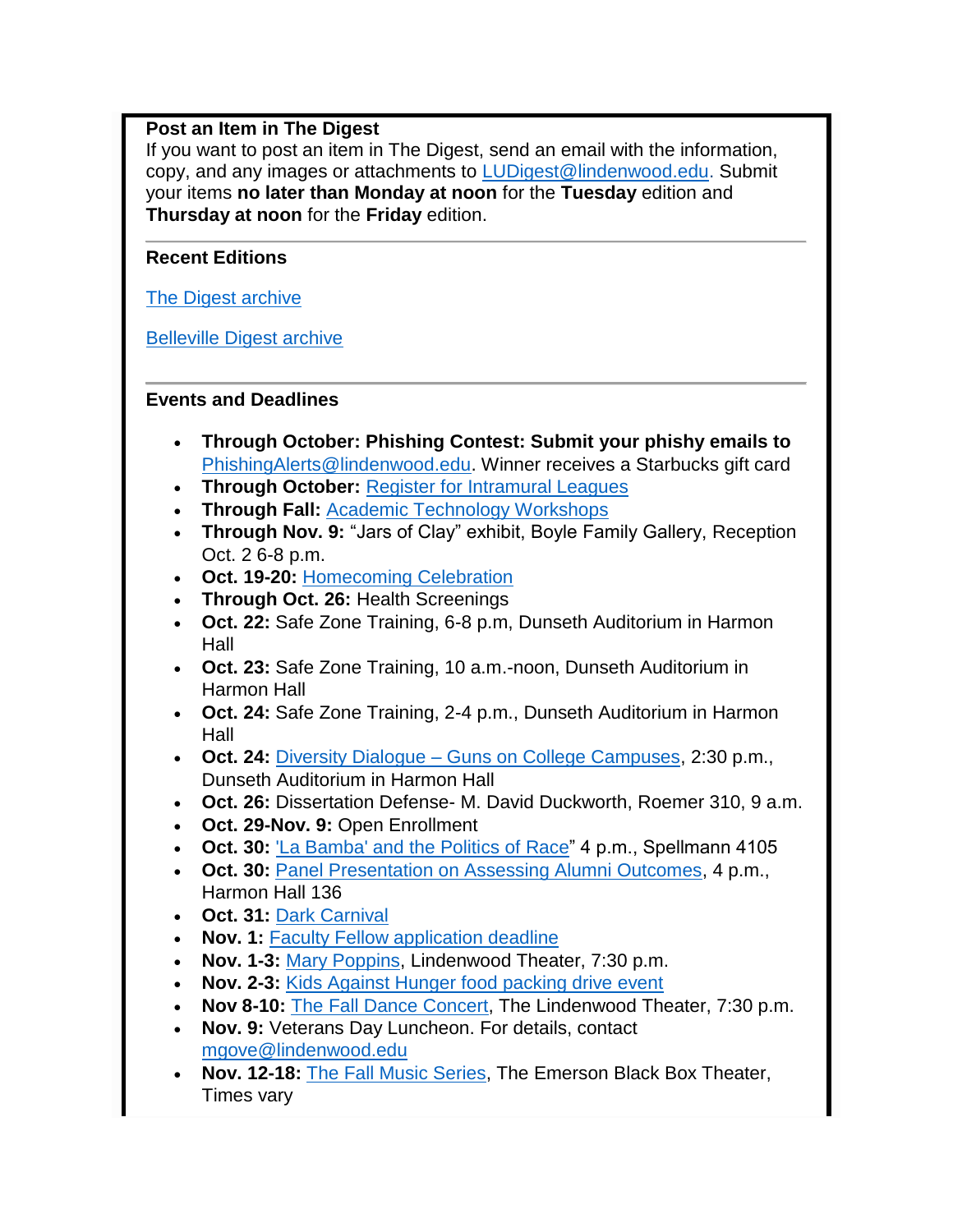**Post an Item in The Digest**
If you want to post an item in The Digest, send an email with the information, copy, and any images or attachments to LUDigest@lindenwood.edu. Submit your items **no later than Monday at noon** for the **Tuesday** edition and **Thursday at noon** for the **Friday** edition.

---

**Recent Editions**

The Digest archive

Belleville Digest archive

---

**Events and Deadlines**

- **Through October: Phishing Contest: Submit your phishy emails to** PhishingAlerts@lindenwood.edu. Winner receives a Starbucks gift card
- **Through October:** Register for Intramural Leagues
- **Through Fall:** Academic Technology Workshops
- **Through Nov. 9:** "Jars of Clay" exhibit, Boyle Family Gallery, Reception Oct. 2 6-8 p.m.
- **Oct. 19-20:** Homecoming Celebration
- **Through Oct. 26:** Health Screenings
- **Oct. 22:** Safe Zone Training, 6-8 p.m, Dunseth Auditorium in Harmon Hall
- **Oct. 23:** Safe Zone Training, 10 a.m.-noon, Dunseth Auditorium in Harmon Hall
- **Oct. 24:** Safe Zone Training, 2-4 p.m., Dunseth Auditorium in Harmon Hall
- **Oct. 24:** Diversity Dialogue – Guns on College Campuses, 2:30 p.m., Dunseth Auditorium in Harmon Hall
- **Oct. 26:** Dissertation Defense- M. David Duckworth, Roemer 310, 9 a.m.
- **Oct. 29-Nov. 9:** Open Enrollment
- **Oct. 30:** 'La Bamba' and the Politics of Race" 4 p.m., Spellmann 4105
- **Oct. 30:** Panel Presentation on Assessing Alumni Outcomes, 4 p.m., Harmon Hall 136
- **Oct. 31:** Dark Carnival
- **Nov. 1:** Faculty Fellow application deadline
- **Nov. 1-3:** Mary Poppins, Lindenwood Theater, 7:30 p.m.
- **Nov. 2-3:** Kids Against Hunger food packing drive event
- **Nov 8-10:** The Fall Dance Concert, The Lindenwood Theater, 7:30 p.m.
- **Nov. 9:** Veterans Day Luncheon. For details, contact mgove@lindenwood.edu
- **Nov. 12-18:** The Fall Music Series, The Emerson Black Box Theater, Times vary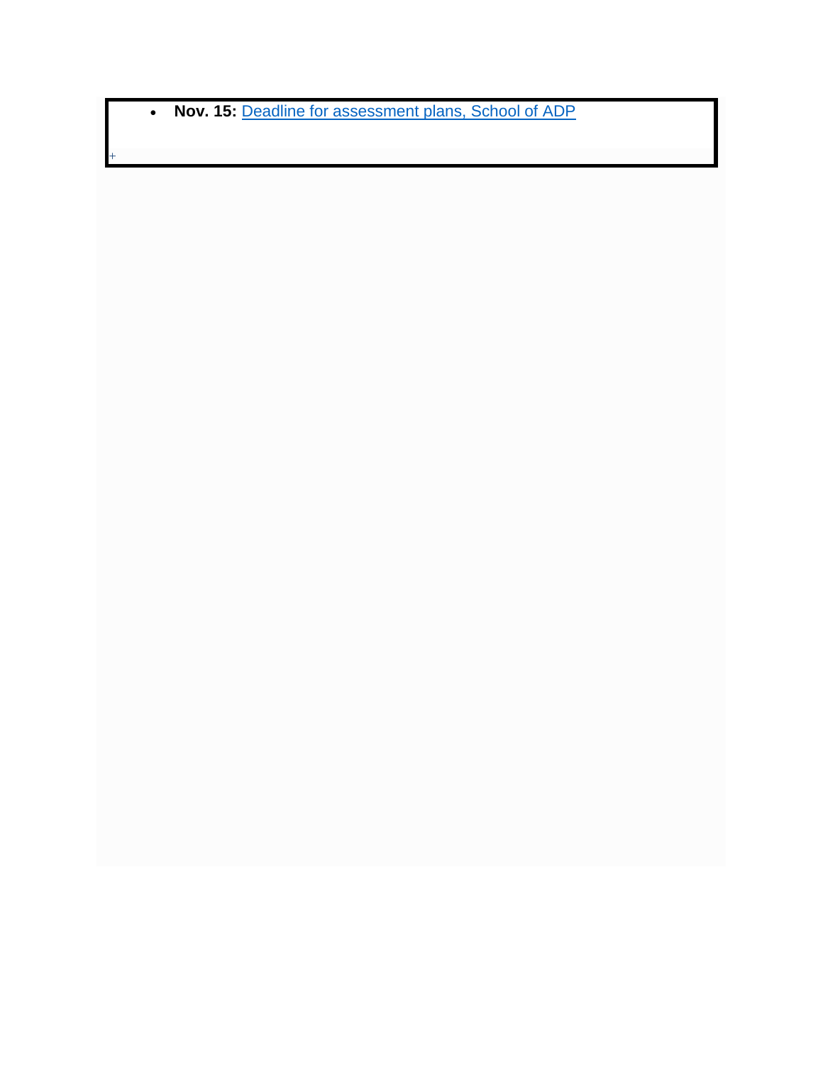- **Nov. 15:** Deadline for assessment plans, School of ADP

+